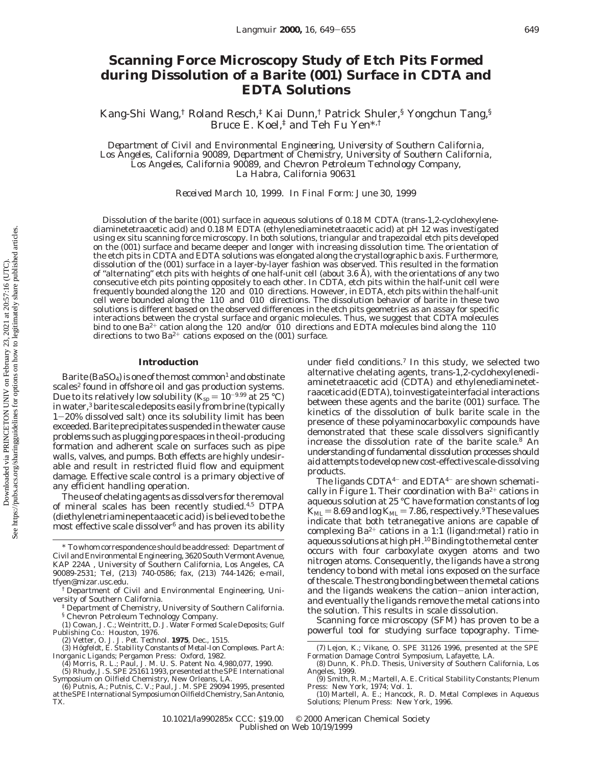# Scanning Force Microscopy Study of Etch Pits Formed during Dissolution of a Barite (001) Surface in CDTA and EDTA Solutions

Kang-Shi Wang,[†] Roland Resch,[‡] Kai Dunn,[†] Patrick Shuler,[§] Yongchun Tang,[§] Bruce E. Koel,[‡] and Teh Fu Yen*,[†]

*Department of Civil and Environmental Engineering, University of Southern California, Los Angeles, California 90089, Department of Chemistry, University of Southern California, Los Angeles, California 90089, and Chevron Petroleum Technology Company, La Habra, California 90631*

*Received March 10, 1999. In Final Form: June 30, 1999*

Dissolution of the barite (001) surface in aqueous solutions of 0.18 M CDTA (trans-1,2-cyclohexylenediaminetetraacetic acid) and 0.18 M EDTA (ethylenediaminetetraacetic acid) at pH 12 was investigated using ex situ scanning force microscopy. In both solutions, triangular and trapezoidal etch pits developed on the (001) surface and became deeper and longer with increasing dissolution time. The orientation of the etch pits in CDTA and EDTA solutions was elongated along the crystallographic *b* axis. Furthermore, dissolution of the (001) surface in a layer-by-layer fashion was observed. This resulted in the formation of "alternating" etch pits with heights of one half-unit cell (about 3.6 Å), with the orientations of any two consecutive etch pits pointing oppositely to each other. In CDTA, etch pits within the half-unit cell were frequently bounded along the ⟨120⟩ and ⟨010⟩ directions. However, in EDTA, etch pits within the half-unit cell were bounded along the ⟨110⟩ and ⟨010⟩ directions. The dissolution behavior of barite in these two solutions is different based on the observed differences in the etch pits geometries as an assay for specific interactions between the crystal surface and organic molecules. Thus, we suggest that CDTA molecules bind to one $Ba^{2+}$ cation along the ⟨120⟩ and/or ⟨010⟩ directions and EDTA molecules bind along the ⟨110⟩ directions to two $Ba^{2+}$ cations exposed on the (001) surface.

## Introduction

Barite ($BaSO_4$) is one of the most common[1] and obstinate scales[2] found in offshore oil and gas production systems. Due to its relatively low solubility ($K_{sp} = 10^{-9.99}$ at 25 °C) in water,[3] barite scale deposits easily from brine (typically 1–20% dissolved salt) once its solubility limit has been exceeded. Barite precipitates suspended in the water cause problems such as plugging pore spaces in the oil-producing formation and adherent scale on surfaces such as pipe walls, valves, and pumps. Both effects are highly undesirable and result in restricted fluid flow and equipment damage. Effective scale control is a primary objective of any efficient handling operation.

The use of chelating agents as dissolvers for the removal of mineral scales has been recently studied.[4,5] DTPA (diethylenetriaminepentaacetic acid) is believed to be the most effective scale dissolver[6] and has proven its ability under field conditions.[7] In this study, we selected two alternative chelating agents, trans-1,2-cyclohexylenediaminetetraacetic acid (CDTA) and ethylenediaminetetraacetic acid (EDTA), to investigate interfacial interactions between these agents and the barite (001) surface. The kinetics of the dissolution of bulk barite scale in the presence of these polyaminocarboxylic compounds have demonstrated that these scale dissolvers significantly increase the dissolution rate of the barite scale.[8] An understanding of fundamental dissolution processes should aid attempts to develop new cost-effective scale-dissolving products.

The ligands $CDTA^{4-}$ and $EDTA^{4-}$ are shown schematically in Figure 1. Their coordination with $Ba^{2+}$ cations in aqueous solution at 25 °C have formation constants of log $K_{ML} = 8.69$ and log $K_{ML} = 7.86$, respectively.[9] These values indicate that both tetranegative anions are capable of complexing $Ba^{2+}$ cations in a 1:1 (ligand:metal) ratio in aqueous solutions at high pH.[10] Binding to the metal center occurs with four carboxylate oxygen atoms and two nitrogen atoms. Consequently, the ligands have a strong tendency to bond with metal ions exposed on the surface of the scale. The strong bonding between the metal cations and the ligands weakens the cation–anion interaction, and eventually the ligands remove the metal cations into the solution. This results in scale dissolution.

Scanning force microscopy (SFM) has proven to be a powerful tool for studying surface topography. Time-

---

\* To whom correspondence should be addressed: Department of Civil and Environmental Engineering, 3620 South Vermont Avenue, KAP 224A , University of Southern California, Los Angeles, CA 90089-2531; Tel, (213) 740-0586; fax, (213) 744-1426; e-mail, tfyen@mizar.usc.edu.

† Department of Civil and Environmental Engineering, University of Southern California.

‡ Department of Chemistry, University of Southern California.

§ Chevron Petroleum Technology Company.

(1) Cowan, J. C.; Weintritt, D. J. *Water Formed Scale Deposits*; Gulf Publishing Co.: Houston, 1976.

(2) Vetter, O. J. *J. Pet. Technol.* **1975**, Dec., 1515.

(3) Högfeldt, E. *Stability Constants of Metal-Ion Complexes. Part A: Inorganic Ligands*; Pergamon Press: Oxford, 1982.

(4) Morris, R. L.; Paul, J. M. U. S. Patent No. 4,980,077, 1990.

(5) Rhudy, J. S. SPE 25161 1993, presented at the SPE International Symposium on Oilfield Chemistry, New Orleans, LA.

(6) Putnis, A.; Putnis, C. V.; Paul, J. M. SPE 29094 1995, presented at the SPE International Symposium on Oilfield Chemistry, San Antonio, TX.

(7) Lejon, K.; Vikane, O. SPE 31126 1996, presented at the SPE Formation Damage Control Symposium, Lafayette, LA.

(8) Dunn, K. Ph.D. Thesis, University of Southern California, Los Angeles, 1999.

(9) Smith, R. M.; Martell, A. E. *Critical Stability Constants*; Plenum Press: New York, 1974; Vol. 1.

(10) Martell, A. E.; Hancock, R. D. *Metal Complexes in Aqueous Solutions*; Plenum Press: New York, 1996.

10.1021/la990285x CCC: $19.00 © 2000 American Chemical Society
Published on Web 10/19/1999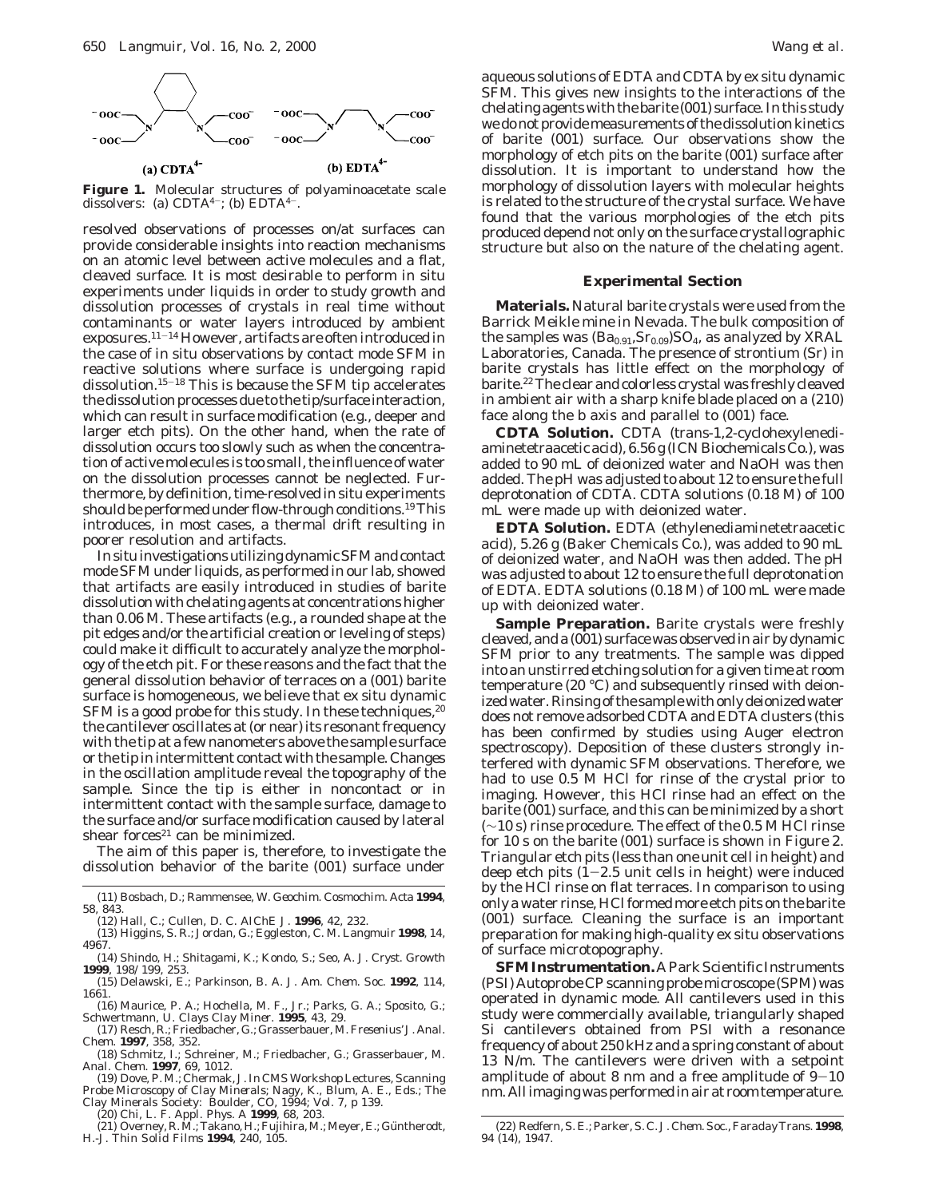**Figure 1.** Molecular structures of polyaminoacetate scale dissolvers: (a) $CDTA^{4-}$; (b) $EDTA^{4-}$.

resolved observations of processes on/at surfaces can provide considerable insights into reaction mechanisms on an atomic level between active molecules and a flat, cleaved surface. It is most desirable to perform in situ experiments under liquids in order to study growth and dissolution processes of crystals in real time without contaminants or water layers introduced by ambient exposures.[11-14] However, artifacts are often introduced in the case of in situ observations by contact mode SFM in reactive solutions where surface is undergoing rapid dissolution.[15-18] This is because the SFM tip accelerates the dissolution processes due to the tip/surface interaction, which can result in surface modification (e.g., deeper and larger etch pits). On the other hand, when the rate of dissolution occurs too slowly such as when the concentration of active molecules is too small, the influence of water on the dissolution processes cannot be neglected. Furthermore, by definition, time-resolved in situ experiments should be performed under flow-through conditions.[19] This introduces, in most cases, a thermal drift resulting in poorer resolution and artifacts.

In situ investigations utilizing dynamic SFM and contact mode SFM under liquids, as performed in our lab, showed that artifacts are easily introduced in studies of barite dissolution with chelating agents at concentrations higher than 0.06 M. These artifacts (e.g., a rounded shape at the pit edges and/or the artificial creation or leveling of steps) could make it difficult to accurately analyze the morphology of the etch pit. For these reasons and the fact that the general dissolution behavior of terraces on a (001) barite surface is homogeneous, we believe that ex situ dynamic SFM is a good probe for this study. In these techniques,[20] the cantilever oscillates at (or near) its resonant frequency with the tip at a few nanometers above the sample surface or the tip in intermittent contact with the sample. Changes in the oscillation amplitude reveal the topography of the sample. Since the tip is either in noncontact or in intermittent contact with the sample surface, damage to the surface and/or surface modification caused by lateral shear forces[21] can be minimized.

The aim of this paper is, therefore, to investigate the dissolution behavior of the barite (001) surface under aqueous solutions of EDTA and CDTA by ex situ dynamic SFM. This gives new insights to the interactions of the chelating agents with the barite (001) surface. In this study we do not provide measurements of the dissolution kinetics of barite (001) surface. Our observations show the morphology of etch pits on the barite (001) surface after dissolution. It is important to understand how the morphology of dissolution layers with molecular heights is related to the structure of the crystal surface. We have found that the various morphologies of the etch pits produced depend not only on the surface crystallographic structure but also on the nature of the chelating agent.

## Experimental Section

**Materials.** Natural barite crystals were used from the Barrick Meikle mine in Nevada. The bulk composition of the samples was $(Ba_{0.91},Sr_{0.09})SO_4$, as analyzed by XRAL Laboratories, Canada. The presence of strontium (Sr) in barite crystals has little effect on the morphology of barite.[22] The clear and colorless crystal was freshly cleaved in ambient air with a sharp knife blade placed on a (210) face along the b axis and parallel to (001) face.

**CDTA Solution.** CDTA (trans-1,2-cyclohexylenediaminetetraacetic acid), 6.56 g (ICN Biochemicals Co.), was added to 90 mL of deionized water and NaOH was then added. The pH was adjusted to about 12 to ensure the full deprotonation of CDTA. CDTA solutions (0.18 M) of 100 mL were made up with deionized water.

**EDTA Solution.** EDTA (ethylenediaminetetraacetic acid), 5.26 g (Baker Chemicals Co.), was added to 90 mL of deionized water, and NaOH was then added. The pH was adjusted to about 12 to ensure the full deprotonation of EDTA. EDTA solutions (0.18 M) of 100 mL were made up with deionized water.

**Sample Preparation.** Barite crystals were freshly cleaved, and a (001) surface was observed in air by dynamic SFM prior to any treatments. The sample was dipped into an unstirred etching solution for a given time at room temperature (20 °C) and subsequently rinsed with deionized water. Rinsing of the sample with only deionized water does not remove adsorbed CDTA and EDTA clusters (this has been confirmed by studies using Auger electron spectroscopy). Deposition of these clusters strongly interfered with dynamic SFM observations. Therefore, we had to use 0.5 M HCl for rinse of the crystal prior to imaging. However, this HCl rinse had an effect on the barite (001) surface, and this can be minimized by a short (~10 s) rinse procedure. The effect of the 0.5 M HCl rinse for 10 s on the barite (001) surface is shown in Figure 2. Triangular etch pits (less than one unit cell in height) and deep etch pits (1-2.5 unit cells in height) were induced by the HCl rinse on flat terraces. In comparison to using only a water rinse, HCl formed more etch pits on the barite (001) surface. Cleaning the surface is an important preparation for making high-quality ex situ observations of surface microtopography.

**SFM Instrumentation.** A Park Scientific Instruments (PSI) Autoprobe CP scanning probe microscope (SPM) was operated in dynamic mode. All cantilevers used in this study were commercially available, triangularly shaped Si cantilevers obtained from PSI with a resonance frequency of about 250 kHz and a spring constant of about 13 N/m. The cantilevers were driven with a setpoint amplitude of about 8 nm and a free amplitude of 9-10 nm. All imaging was performed in air at room temperature.

(11) Bosbach, D.; Rammensee, W. *Geochim. Cosmochim. Acta* **1994**, 58, 843.

(12) Hall, C.; Cullen, D. C. *AIChE J.* **1996**, 42, 232.

(13) Higgins, S. R.; Jordan, G.; Eggleston, C. M. *Langmuir* **1998**, 14, 4967.

(14) Shindo, H.; Shitagami, K.; Kondo, S.; Seo, A. *J. Cryst. Growth* **1999**, 198/199, 253.

(15) Delawski, E.; Parkinson, B. A. *J. Am. Chem. Soc.* **1992**, 114, 1661.

(16) Maurice, P. A.; Hochella, M. F., Jr.; Parks, G. A.; Sposito, G.; Schwertmann, U. *Clays Clay Miner.* **1995**, 43, 29.

(17) Resch, R.; Friedbacher, G.; Grasserbauer, M. *Fresenius' J. Anal. Chem.* **1997**, 358, 352.

(18) Schmitz, I.; Schreiner, M.; Friedbacher, G.; Grasserbauer, M. *Anal. Chem.* **1997**, 69, 1012.

(19) Dove, P. M.; Chermak, J. In *CMS Workshop Lectures, Scanning Probe Microscopy of Clay Minerals*; Nagy, K., Blum, A. E., Eds.; The Clay Minerals Society: Boulder, CO, 1994; Vol. 7, p 139.

(20) Chi, L. F. *Appl. Phys. A* **1999**, 68, 203.

(21) Overney, R. M.; Takano, H.; Fujihira, M.; Meyer, E.; Güntherodt, H.-J. *Thin Solid Films* **1994**, 240, 105.

(22) Redfern, S. E.; Parker, S. C. *J. Chem. Soc., Faraday Trans.* **1998**, 94 (14), 1947.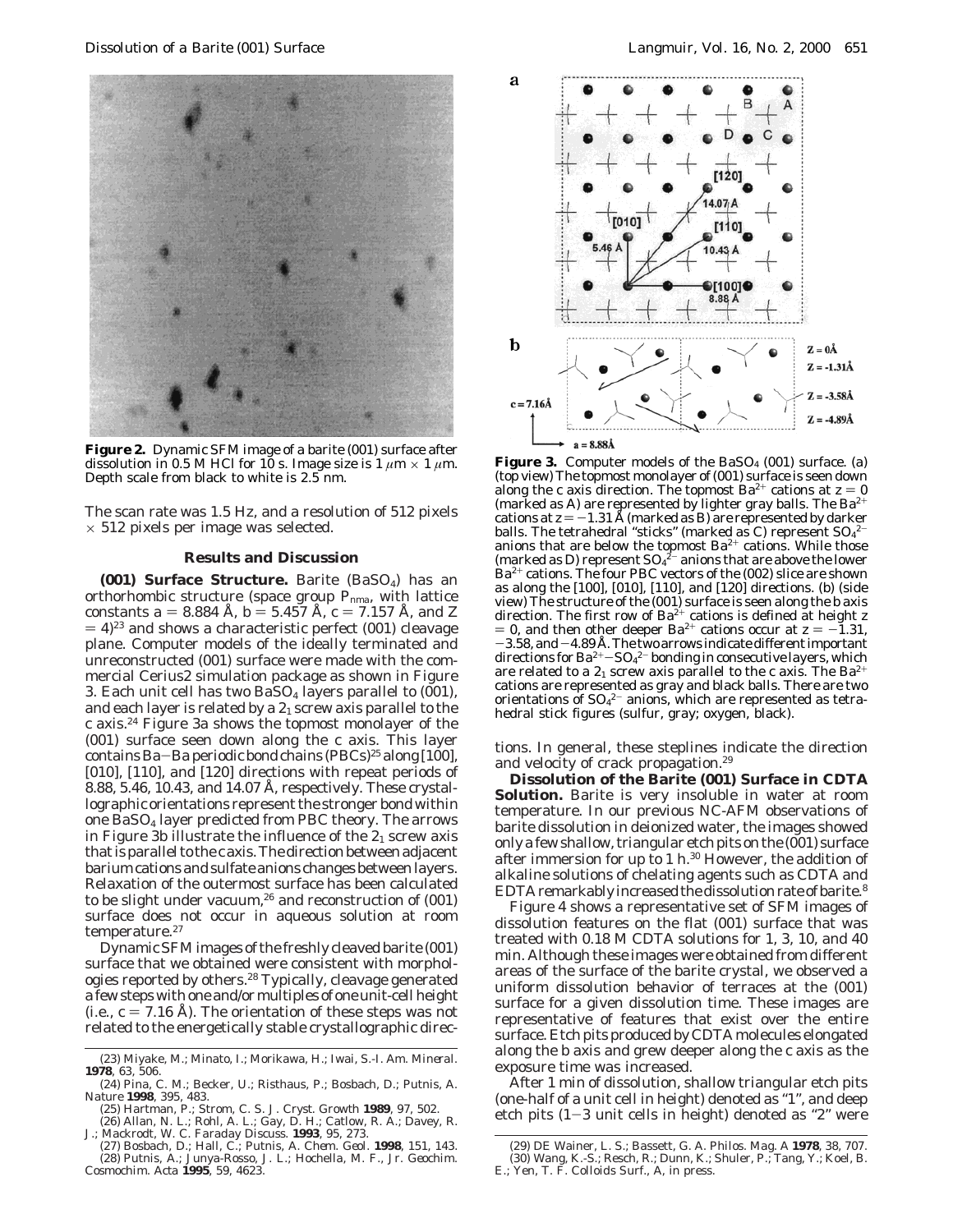**Figure 2.** Dynamic SFM image of a barite (001) surface after dissolution in 0.5 M HCl for 10 s. Image size is 1 $\mu$m × 1 $\mu$m. Depth scale from black to white is 2.5 nm.

The scan rate was 1.5 Hz, and a resolution of 512 pixels × 512 pixels per image was selected.

## Results and Discussion

**(001) Surface Structure.** Barite ($BaSO_4$) has an orthorhombic structure (space group $P_{nma}$, with lattice constants $a = 8.884$ Å, $b = 5.457$ Å, $c = 7.157$ Å, and $Z = 4$)[23] and shows a characteristic perfect (001) cleavage plane. Computer models of the ideally terminated and unreconstructed (001) surface were made with the commercial Cerius2 simulation package as shown in Figure 3. Each unit cell has two $BaSO_4$ layers parallel to (001), and each layer is related by a $2_1$ screw axis parallel to the c axis.[24] Figure 3a shows the topmost monolayer of the (001) surface seen down along the c axis. This layer contains Ba–Ba periodic bond chains (PBCs)[25] along [100], [010], [110], and [120] directions with repeat periods of 8.88, 5.46, 10.43, and 14.07 Å, respectively. These crystallographic orientations represent the stronger bond within one $BaSO_4$ layer predicted from PBC theory. The arrows in Figure 3b illustrate the influence of the $2_1$ screw axis that is parallel to the c axis. The direction between adjacent barium cations and sulfate anions changes between layers. Relaxation of the outermost surface has been calculated to be slight under vacuum,[26] and reconstruction of (001) surface does not occur in aqueous solution at room temperature.[27]

Dynamic SFM images of the freshly cleaved barite (001) surface that we obtained were consistent with morphologies reported by others.[28] Typically, cleavage generated a few steps with one and/or multiples of one unit-cell height (i.e., $c = 7.16$ Å). The orientation of these steps was not related to the energetically stable crystallographic directions. In general, these steplines indicate the direction and velocity of crack propagation.[29]

**Figure 3.** Computer models of the $BaSO_4$ (001) surface. (a) (top view) The topmost monolayer of (001) surface is seen down along the c axis direction. The topmost $Ba^{2+}$ cations at $z = 0$ (marked as A) are represented by lighter gray balls. The $Ba^{2+}$ cations at $z = -1.31$ Å (marked as B) are represented by darker balls. The tetrahedral "sticks" (marked as C) represent $SO_4^{2-}$ anions that are below the topmost $Ba^{2+}$ cations. While those (marked as D) represent $SO_4^{2-}$ anions that are above the lower $Ba^{2+}$ cations. The four PBC vectors of the (002) slice are shown as along the [100], [010], [110], and [120] directions. (b) (side view) The structure of the (001) surface is seen along the b axis direction. The first row of $Ba^{2+}$ cations is defined at height $z = 0$, and then other deeper $Ba^{2+}$ cations occur at $z = -1.31$, $-3.58$, and $-4.89$ Å. The two arrows indicate different important directions for $Ba^{2+}$–$SO_4^{2-}$ bonding in consecutive layers, which are related to a $2_1$ screw axis parallel to the c axis. The $Ba^{2+}$ cations are represented as gray and black balls. There are two orientations of $SO_4^{2-}$ anions, which are represented as tetrahedral stick figures (sulfur, gray; oxygen, black).

**Dissolution of the Barite (001) Surface in CDTA Solution.** Barite is very insoluble in water at room temperature. In our previous NC-AFM observations of barite dissolution in deionized water, the images showed only a few shallow, triangular etch pits on the (001) surface after immersion for up to 1 h.[30] However, the addition of alkaline solutions of chelating agents such as CDTA and EDTA remarkably increased the dissolution rate of barite.[8]

Figure 4 shows a representative set of SFM images of dissolution features on the flat (001) surface that was treated with 0.18 M CDTA solutions for 1, 3, 10, and 40 min. Although these images were obtained from different areas of the surface of the barite crystal, we observed a uniform dissolution behavior of terraces at the (001) surface for a given dissolution time. These images are representative of features that exist over the entire surface. Etch pits produced by CDTA molecules elongated along the b axis and grew deeper along the c axis as the exposure time was increased.

After 1 min of dissolution, shallow triangular etch pits (one-half of a unit cell in height) denoted as "1", and deep etch pits (1–3 unit cells in height) denoted as "2" were

(23) Miyake, M.; Minato, I.; Morikawa, H.; Iwai, S.-I. *Am. Mineral.* **1978**, 63, 506.
(24) Pina, C. M.; Becker, U.; Risthaus, P.; Bosbach, D.; Putnis, A. *Nature* **1998**, 395, 483.
(25) Hartman, P.; Strom, C. S. *J. Cryst. Growth* **1989**, 97, 502.
(26) Allan, N. L.; Rohl, A. L.; Gay, D. H.; Catlow, R. A.; Davey, R. J.; Mackrodt, W. C. *Faraday Discuss.* **1993**, 95, 273.
(27) Bosbach, D.; Hall, C.; Putnis, A. *Chem. Geol.* **1998**, 151, 143.
(28) Putnis, A.; Junya-Rosso, J. L.; Hochella, M. F., Jr. *Geochim. Cosmochim. Acta* **1995**, 59, 4623.
(29) DE Wainer, L. S.; Bassett, G. A. *Philos. Mag. A* **1978**, 38, 707.
(30) Wang, K.-S.; Resch, R.; Dunn, K.; Shuler, P.; Tang, Y.; Koel, B. E.; Yen, T. F. *Colloids Surf., A*, in press.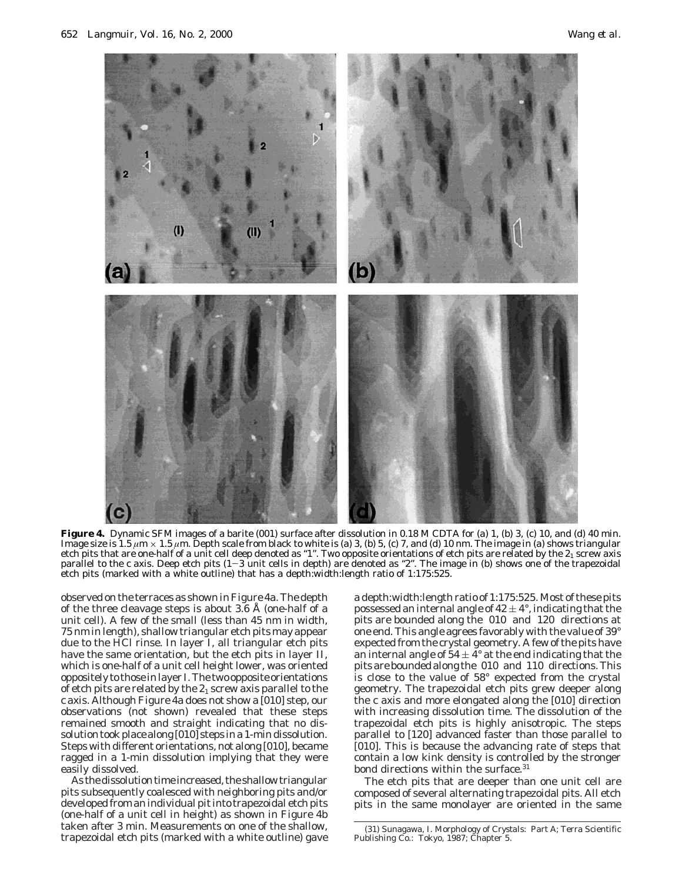**Figure 4.** Dynamic SFM images of a barite (001) surface after dissolution in 0.18 M CDTA for (a) 1, (b) 3, (c) 10, and (d) 40 min. Image size is 1.5 $\mu$m × 1.5 $\mu$m. Depth scale from black to white is (a) 3, (b) 5, (c) 7, and (d) 10 nm. The image in (a) shows triangular etch pits that are one-half of a unit cell deep denoted as "1". Two opposite orientations of etch pits are related by the $2_1$ screw axis parallel to the *c* axis. Deep etch pits (1−3 unit cells in depth) are denoted as "2". The image in (b) shows one of the trapezoidal etch pits (marked with a white outline) that has a depth:width:length ratio of 1:175:525.

observed on the terraces as shown in Figure 4a. The depth of the three cleavage steps is about 3.6 Å (one-half of a unit cell). A few of the small (less than 45 nm in width, 75 nm in length), shallow triangular etch pits may appear due to the HCl rinse. In layer I, all triangular etch pits have the same orientation, but the etch pits in layer II, which is one-half of a unit cell height lower, was oriented oppositely to those in layer I. The two opposite orientations of etch pits are related by the $2_1$ screw axis parallel to the *c* axis. Although Figure 4a does not show a [010] step, our observations (not shown) revealed that these steps remained smooth and straight indicating that no dissolution took place along [010] steps in a 1-min dissolution. Steps with different orientations, not along [010], became ragged in a 1-min dissolution implying that they were easily dissolved.

As the dissolution time increased, the shallow triangular pits subsequently coalesced with neighboring pits and/or developed from an individual pit into trapezoidal etch pits (one-half of a unit cell in height) as shown in Figure 4b taken after 3 min. Measurements on one of the shallow, trapezoidal etch pits (marked with a white outline) gave a depth:width:length ratio of 1:175:525. Most of these pits possessed an internal angle of 42 ± 4°, indicating that the pits are bounded along the ⟨010⟩ and ⟨120⟩ directions at one end. This angle agrees favorably with the value of 39° expected from the crystal geometry. A few of the pits have an internal angle of 54 ± 4° at the end indicating that the pits are bounded along the ⟨010⟩ and ⟨110⟩ directions. This is close to the value of 58° expected from the crystal geometry. The trapezoidal etch pits grew deeper along the *c* axis and more elongated along the [010] direction with increasing dissolution time. The dissolution of the trapezoidal etch pits is highly anisotropic. The steps parallel to [120] advanced faster than those parallel to [010]. This is because the advancing rate of steps that contain a low kink density is controlled by the stronger bond directions within the surface.[31]

The etch pits that are deeper than one unit cell are composed of several alternating trapezoidal pits. All etch pits in the same monolayer are oriented in the same

(31) Sunagawa, I. Morphology of Crystals: Part A; Terra Scientific Publishing Co.: Tokyo, 1987; Chapter 5.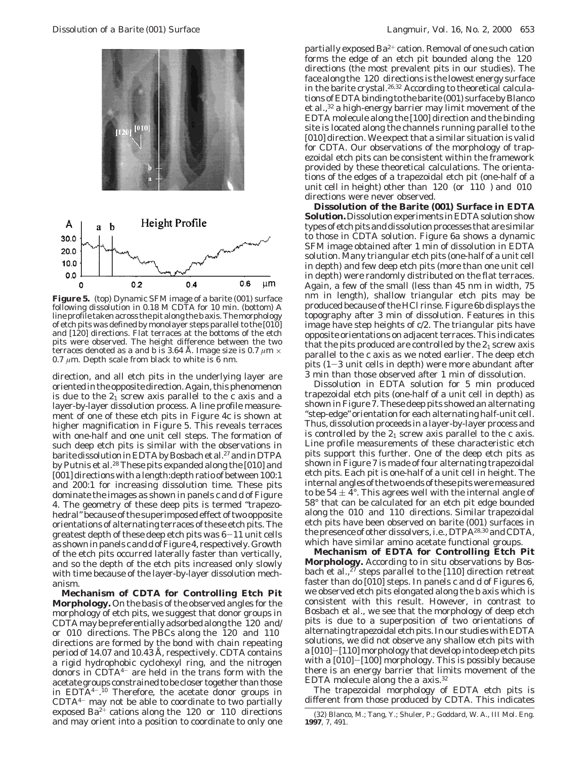**Figure 5.** (top) Dynamic SFM image of a barite (001) surface following dissolution in 0.18 M CDTA for 10 min. (bottom) A line profile taken across the pit along the b axis. The morphology of etch pits was defined by monolayer steps parallel to the [010] and [120] directions. Flat terraces at the bottoms of the etch pits were observed. The height difference between the two terraces denoted as a and b is 3.64 Å. Image size is 0.7 μm × 0.7 μm. Depth scale from black to white is 6 nm.

direction, and all etch pits in the underlying layer are oriented in the opposite direction. Again, this phenomenon is due to the $2_1$ screw axis parallel to the c axis and a layer-by-layer dissolution process. A line profile measurement of one of these etch pits in Figure 4c is shown at higher magnification in Figure 5. This reveals terraces with one-half and one unit cell steps. The formation of such deep etch pits is similar with the observations in barite dissolution in EDTA by Bosbach et al.[27] and in DTPA by Putnis et al.[28] These pits expanded along the [010] and [001] directions with a length:depth ratio of between 100:1 and 200:1 for increasing dissolution time. These pits dominate the images as shown in panels c and d of Figure 4. The geometry of these deep pits is termed "trapezohedral" because of the superimposed effect of two opposite orientations of alternating terraces of these etch pits. The greatest depth of these deep etch pits was 6–11 unit cells as shown in panels c and d of Figure 4, respectively. Growth of the etch pits occurred laterally faster than vertically, and so the depth of the etch pits increased only slowly with time because of the layer-by-layer dissolution mechanism.

**Mechanism of CDTA for Controlling Etch Pit Morphology.** On the basis of the observed angles for the morphology of etch pits, we suggest that donor groups in CDTA may be preferentially adsorbed along the ⟨120⟩ and/or ⟨010⟩ directions. The PBCs along the ⟨120⟩ and ⟨110⟩ directions are formed by the bond with chain repeating period of 14.07 and 10.43 Å, respectively. CDTA contains a rigid hydrophobic cyclohexyl ring, and the nitrogen donors in $CDTA^{4-}$ are held in the trans form with the acetate groups constrained to be closer together than those in $EDTA^{4-}$.[10] Therefore, the acetate donor groups in $CDTA^{4-}$ may not be able to coordinate to two partially exposed $Ba^{2+}$ cations along the ⟨120⟩ or ⟨110⟩ directions and may orient into a position to coordinate to only one partially exposed $Ba^{2+}$ cation. Removal of one such cation forms the edge of an etch pit bounded along the ⟨120⟩ directions (the most prevalent pits in our studies). The face along the ⟨120⟩ directions is the lowest energy surface in the barite crystal.[26,32] According to theoretical calculations of EDTA binding to the barite (001) surface by Blanco et al.,[32] a high-energy barrier may limit movement of the EDTA molecule along the [100] direction and the binding site is located along the channels running parallel to the [010] direction. We expect that a similar situation is valid for CDTA. Our observations of the morphology of trapezoidal etch pits can be consistent within the framework provided by these theoretical calculations. The orientations of the edges of a trapezoidal etch pit (one-half of a unit cell in height) other than ⟨120⟩ (or ⟨110⟩) and ⟨010⟩ directions were never observed.

**Dissolution of the Barite (001) Surface in EDTA Solution.** Dissolution experiments in EDTA solution show types of etch pits and dissolution processes that are similar to those in CDTA solution. Figure 6a shows a dynamic SFM image obtained after 1 min of dissolution in EDTA solution. Many triangular etch pits (one-half of a unit cell in depth) and few deep etch pits (more than one unit cell in depth) were randomly distributed on the flat terraces. Again, a few of the small (less than 45 nm in width, 75 nm in length), shallow triangular etch pits may be produced because of the HCl rinse. Figure 6b displays the topography after 3 min of dissolution. Features in this image have step heights of c/2. The triangular pits have opposite orientations on adjacent terraces. This indicates that the pits produced are controlled by the $2_1$ screw axis parallel to the c axis as we noted earlier. The deep etch pits (1–3 unit cells in depth) were more abundant after 3 min than those observed after 1 min of dissolution.

Dissolution in EDTA solution for 5 min produced trapezoidal etch pits (one-half of a unit cell in depth) as shown in Figure 7. These deep pits showed an alternating "step-edge" orientation for each alternating half-unit cell. Thus, dissolution proceeds in a layer-by-layer process and is controlled by the $2_1$ screw axis parallel to the c axis. Line profile measurements of these characteristic etch pits support this further. One of the deep etch pits as shown in Figure 7 is made of four alternating trapezoidal etch pits. Each pit is one-half of a unit cell in height. The internal angles of the two ends of these pits were measured to be 54 ± 4°. This agrees well with the internal angle of 58° that can be calculated for an etch pit edge bounded along the ⟨010⟩ and ⟨110⟩ directions. Similar trapezoidal etch pits have been observed on barite (001) surfaces in the presence of other dissolvers, i.e., DTPA[28,30] and CDTA, which have similar amino acetate functional groups.

**Mechanism of EDTA for Controlling Etch Pit Morphology.** According to in situ observations by Bosbach et al.,[27] steps parallel to the [110] direction retreat faster than do [010] steps. In panels c and d of Figures 6, we observed etch pits elongated along the b axis which is consistent with this result. However, in contrast to Bosbach et al., we see that the morphology of deep etch pits is due to a superposition of two orientations of alternating trapezoidal etch pits. In our studies with EDTA solutions, we did not observe any shallow etch pits with a [010]–[110] morphology that develop into deep etch pits with a [010]–[100] morphology. This is possibly because there is an energy barrier that limits movement of the EDTA molecule along the a axis.[32]

The trapezoidal morphology of EDTA etch pits is different from those produced by CDTA. This indicates

(32) Blanco, M.; Tang, Y.; Shuler, P.; Goddard, W. A., III *Mol. Eng.* **1997**, 7, 491.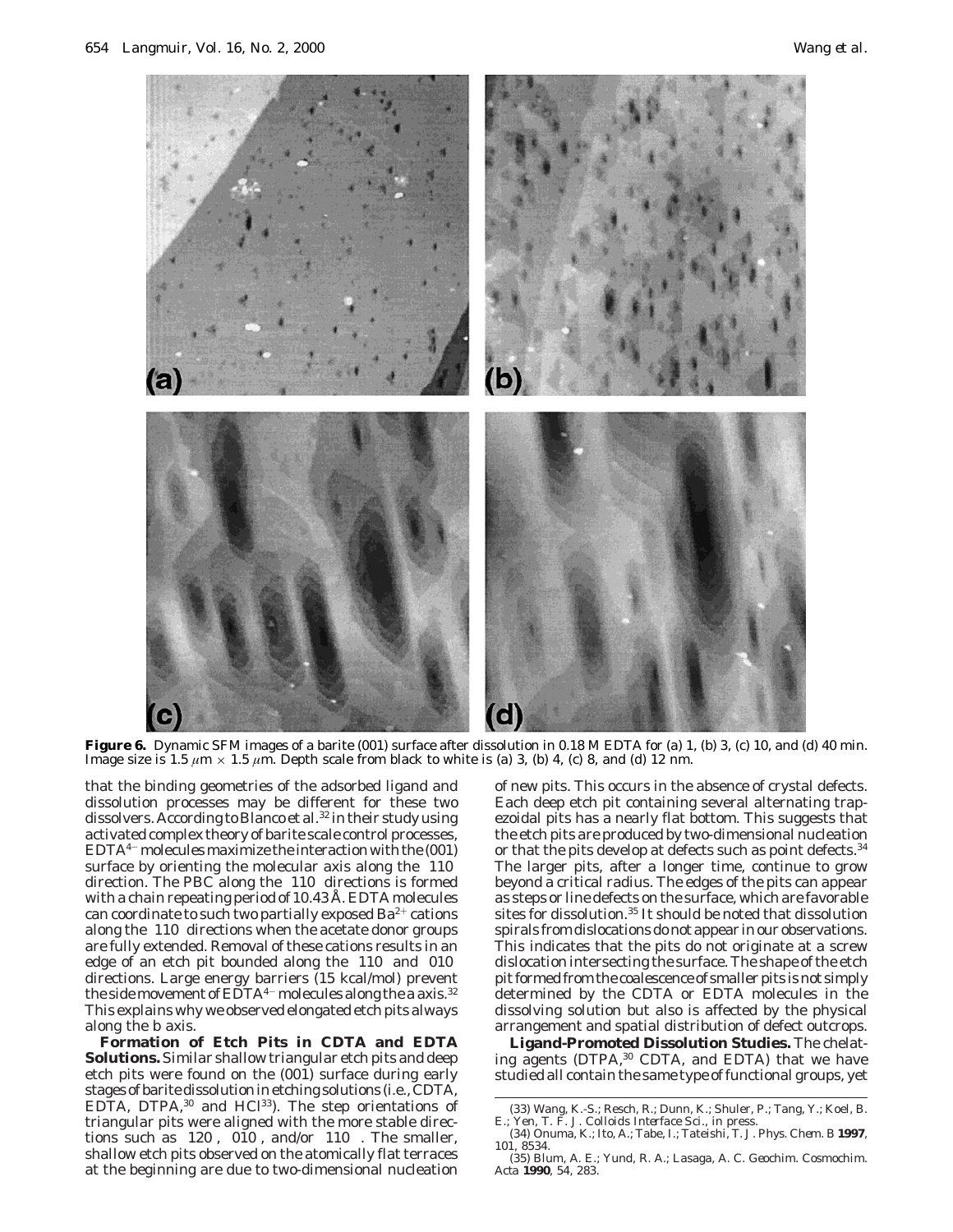**Figure 6.** Dynamic SFM images of a barite (001) surface after dissolution in 0.18 M EDTA for (a) 1, (b) 3, (c) 10, and (d) 40 min. Image size is 1.5 $\mu$m × 1.5 $\mu$m. Depth scale from black to white is (a) 3, (b) 4, (c) 8, and (d) 12 nm.

that the binding geometries of the adsorbed ligand and dissolution processes may be different for these two dissolvers. According to Blanco et al.[32] in their study using activated complex theory of barite scale control processes, $EDTA^{4-}$ molecules maximize the interaction with the (001) surface by orienting the molecular axis along the 〈110〉 direction. The PBC along the 〈110〉 directions is formed with a chain repeating period of 10.43 Å. EDTA molecules can coordinate to such two partially exposed $Ba^{2+}$ cations along the 〈110〉 directions when the acetate donor groups are fully extended. Removal of these cations results in an edge of an etch pit bounded along the 〈110〉 and 〈010〉 directions. Large energy barriers (15 kcal/mol) prevent the side movement of $EDTA^{4-}$ molecules along the a axis.[32] This explains why we observed elongated etch pits always along the b axis.

**Formation of Etch Pits in CDTA and EDTA Solutions.** Similar shallow triangular etch pits and deep etch pits were found on the (001) surface during early stages of barite dissolution in etching solutions (i.e., CDTA, EDTA, DTPA,[30] and HCl[33]). The step orientations of triangular pits were aligned with the more stable directions such as 〈120〉, 〈010〉, and/or 〈110〉. The smaller, shallow etch pits observed on the atomically flat terraces at the beginning are due to two-dimensional nucleation of new pits. This occurs in the absence of crystal defects. Each deep etch pit containing several alternating trapezoidal pits has a nearly flat bottom. This suggests that the etch pits are produced by two-dimensional nucleation or that the pits develop at defects such as point defects.[34] The larger pits, after a longer time, continue to grow beyond a critical radius. The edges of the pits can appear as steps or line defects on the surface, which are favorable sites for dissolution.[35] It should be noted that dissolution spirals from dislocations do not appear in our observations. This indicates that the pits do not originate at a screw dislocation intersecting the surface. The shape of the etch pit formed from the coalescence of smaller pits is not simply determined by the CDTA or EDTA molecules in the dissolving solution but also is affected by the physical arrangement and spatial distribution of defect outcrops.

**Ligand-Promoted Dissolution Studies.** The chelating agents (DTPA,[30] CDTA, and EDTA) that we have studied all contain the same type of functional groups, yet

(33) Wang, K.-S.; Resch, R.; Dunn, K.; Shuler, P.; Tang, Y.; Koel, B. E.; Yen, T. F. *J. Colloids Interface Sci.*, in press.

(34) Onuma, K.; Ito, A.; Tabe, I.; Tateishi, T. *J. Phys. Chem. B* **1997**, *101*, 8534.

(35) Blum, A. E.; Yund, R. A.; Lasaga, A. C. *Geochim. Cosmochim. Acta* **1990**, *54*, 283.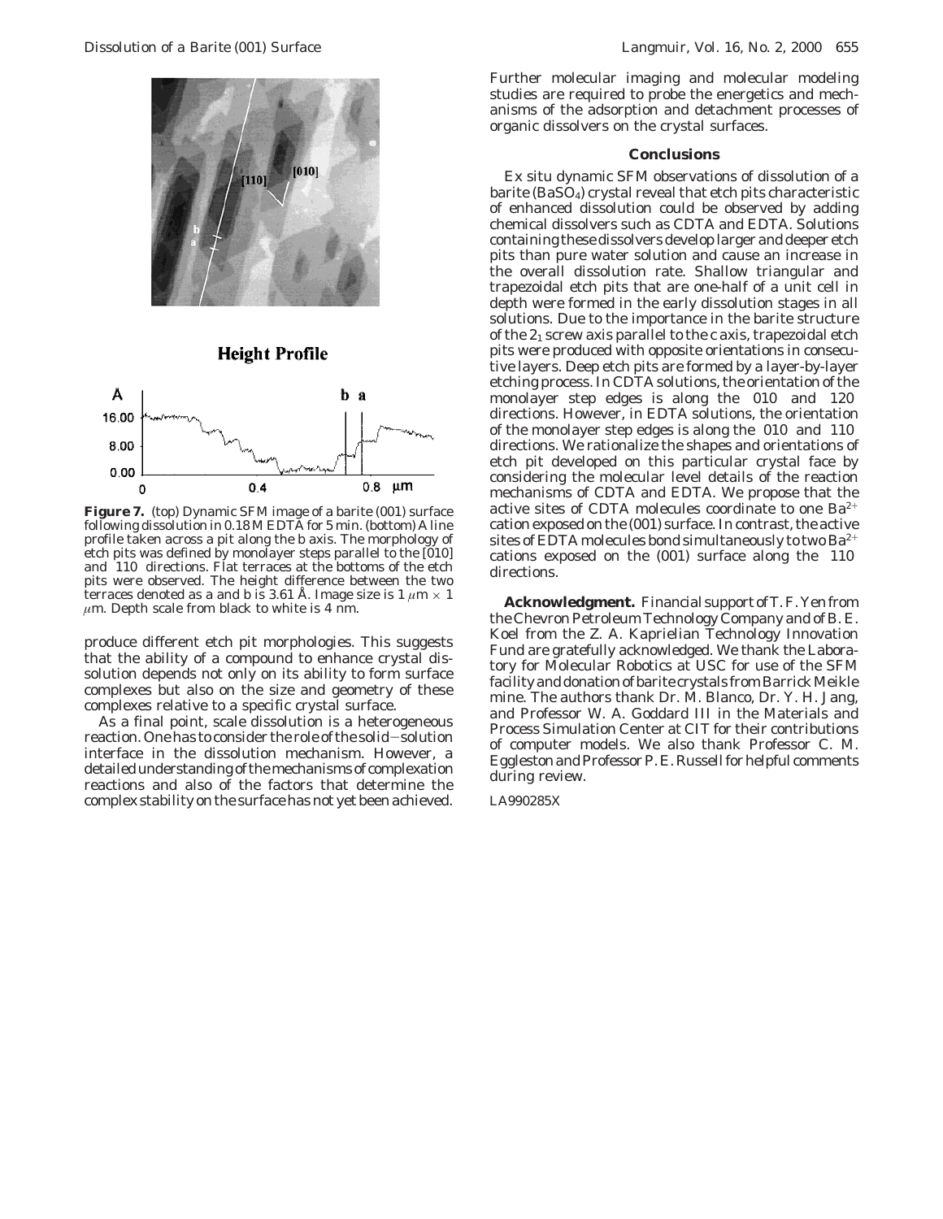Height Profile

A

16.00

8.00

0.00

0

0.4

0.8 μm

b a

**Figure 7.** (top) Dynamic SFM image of a barite (001) surface following dissolution in 0.18 M EDTA for 5 min. (bottom) A line profile taken across a pit along the b axis. The morphology of etch pits was defined by monolayer steps parallel to the [010] and 〈110〉 directions. Flat terraces at the bottoms of the etch pits were observed. The height difference between the two terraces denoted as a and b is 3.61 Å. Image size is 1 μm × 1 μm. Depth scale from black to white is 4 nm.

produce different etch pit morphologies. This suggests that the ability of a compound to enhance crystal dissolution depends not only on its ability to form surface complexes but also on the size and geometry of these complexes relative to a specific crystal surface.

As a final point, scale dissolution is a heterogeneous reaction. One has to consider the role of the solid–solution interface in the dissolution mechanism. However, a detailed understanding of the mechanisms of complexation reactions and also of the factors that determine the complex stability on the surface has not yet been achieved. Further molecular imaging and molecular modeling studies are required to probe the energetics and mechanisms of the adsorption and detachment processes of organic dissolvers on the crystal surfaces.

## Conclusions

Ex situ dynamic SFM observations of dissolution of a barite ($BaSO_4$) crystal reveal that etch pits characteristic of enhanced dissolution could be observed by adding chemical dissolvers such as CDTA and EDTA. Solutions containing these dissolvers develop larger and deeper etch pits than pure water solution and cause an increase in the overall dissolution rate. Shallow triangular and trapezoidal etch pits that are one-half of a unit cell in depth were formed in the early dissolution stages in all solutions. Due to the importance in the barite structure of the $2_1$ screw axis parallel to the c axis, trapezoidal etch pits were produced with opposite orientations in consecutive layers. Deep etch pits are formed by a layer-by-layer etching process. In CDTA solutions, the orientation of the monolayer step edges is along the 〈010〉 and 〈120〉 directions. However, in EDTA solutions, the orientation of the monolayer step edges is along the 〈010〉 and 〈110〉 directions. We rationalize the shapes and orientations of etch pit developed on this particular crystal face by considering the molecular level details of the reaction mechanisms of CDTA and EDTA. We propose that the active sites of CDTA molecules coordinate to one $Ba^{2+}$ cation exposed on the (001) surface. In contrast, the active sites of EDTA molecules bond simultaneously to two $Ba^{2+}$ cations exposed on the (001) surface along the 〈110〉 directions.

**Acknowledgment.** Financial support of T. F. Yen from the Chevron Petroleum Technology Company and of B. E. Koel from the Z. A. Kaprielian Technology Innovation Fund are gratefully acknowledged. We thank the Laboratory for Molecular Robotics at USC for use of the SFM facility and donation of barite crystals from Barrick Meikle mine. The authors thank Dr. M. Blanco, Dr. Y. H. Jang, and Professor W. A. Goddard III in the Materials and Process Simulation Center at CIT for their contributions of computer models. We also thank Professor C. M. Eggleston and Professor P. E. Russell for helpful comments during review.

LA990285X